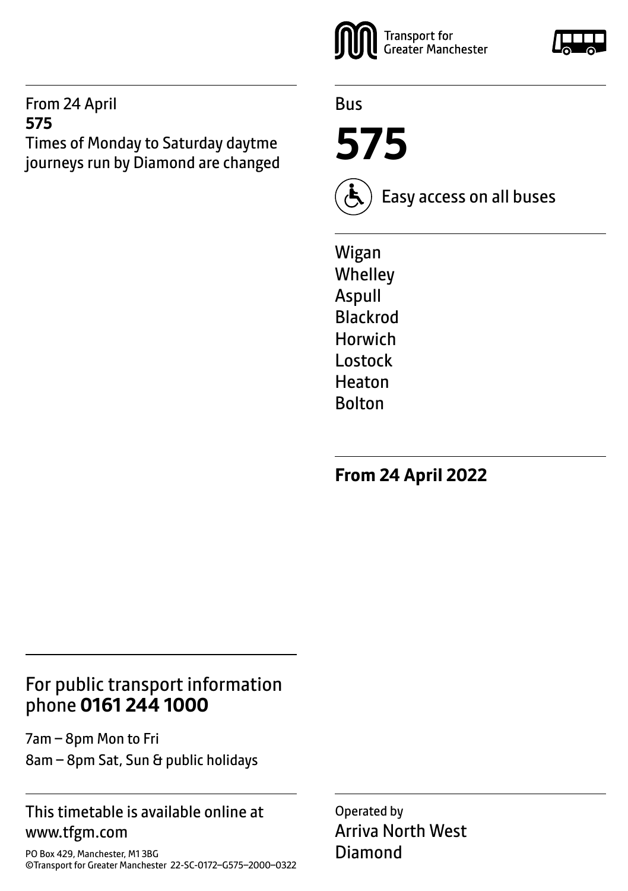From 24 April
**575**
Times of Monday to Saturday daytme journeys run by Diamond are changed

Transport for Greater Manchester

Bus

# 575

Easy access on all buses

Wigan
Whelley
Aspull
Blackrod
Horwich
Lostock
Heaton
Bolton

**From 24 April 2022**

## For public transport information phone **0161 244 1000**

7am – 8pm Mon to Fri
8am – 8pm Sat, Sun & public holidays

This timetable is available online at www.tfgm.com

PO Box 429, Manchester, M1 3BG
©Transport for Greater Manchester 22-SC-0172–G575–2000–0322

Operated by
Arriva North West
Diamond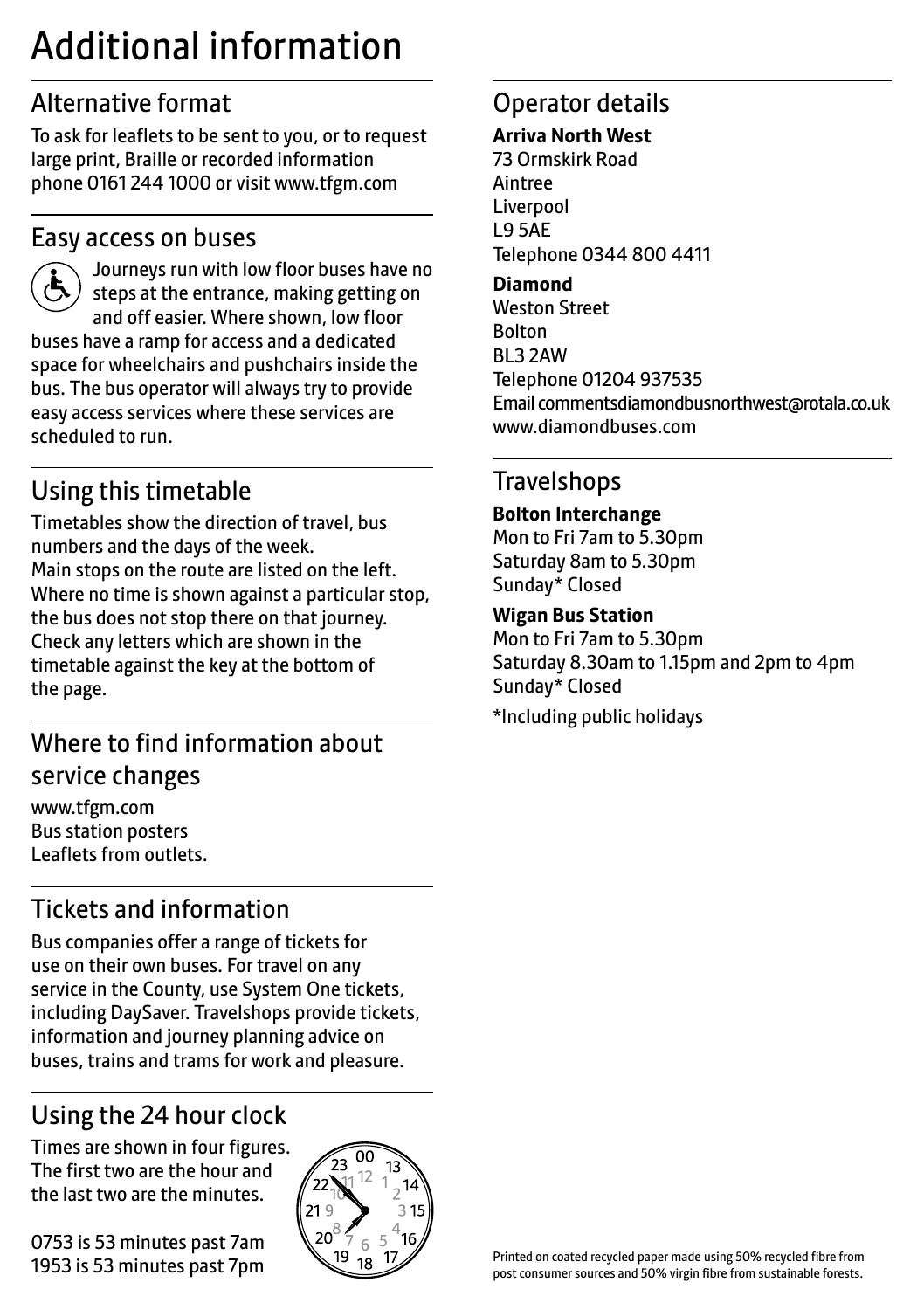# Additional information

## Alternative format

To ask for leaflets to be sent to you, or to request large print, Braille or recorded information phone 0161 244 1000 or visit www.tfgm.com

## Easy access on buses

Journeys run with low floor buses have no steps at the entrance, making getting on and off easier. Where shown, low floor buses have a ramp for access and a dedicated space for wheelchairs and pushchairs inside the bus. The bus operator will always try to provide easy access services where these services are scheduled to run.

## Using this timetable

Timetables show the direction of travel, bus numbers and the days of the week.
Main stops on the route are listed on the left. Where no time is shown against a particular stop, the bus does not stop there on that journey. Check any letters which are shown in the timetable against the key at the bottom of the page.

## Where to find information about service changes

www.tfgm.com
Bus station posters
Leaflets from outlets.

## Tickets and information

Bus companies offer a range of tickets for use on their own buses. For travel on any service in the County, use System One tickets, including DaySaver. Travelshops provide tickets, information and journey planning advice on buses, trains and trams for work and pleasure.

## Using the 24 hour clock

Times are shown in four figures. The first two are the hour and the last two are the minutes.

0753 is 53 minutes past 7am
1953 is 53 minutes past 7pm

## Operator details

**Arriva North West**
73 Ormskirk Road
Aintree
Liverpool
L9 5AE
Telephone 0344 800 4411

**Diamond**
Weston Street
Bolton
BL3 2AW
Telephone 01204 937535
Email commentsdiamondbusnorthwest@rotala.co.uk
www.diamondbuses.com

## Travelshops

**Bolton Interchange**
Mon to Fri 7am to 5.30pm
Saturday 8am to 5.30pm
Sunday* Closed

**Wigan Bus Station**
Mon to Fri 7am to 5.30pm
Saturday 8.30am to 1.15pm and 2pm to 4pm
Sunday* Closed

*Including public holidays

Printed on coated recycled paper made using 50% recycled fibre from post consumer sources and 50% virgin fibre from sustainable forests.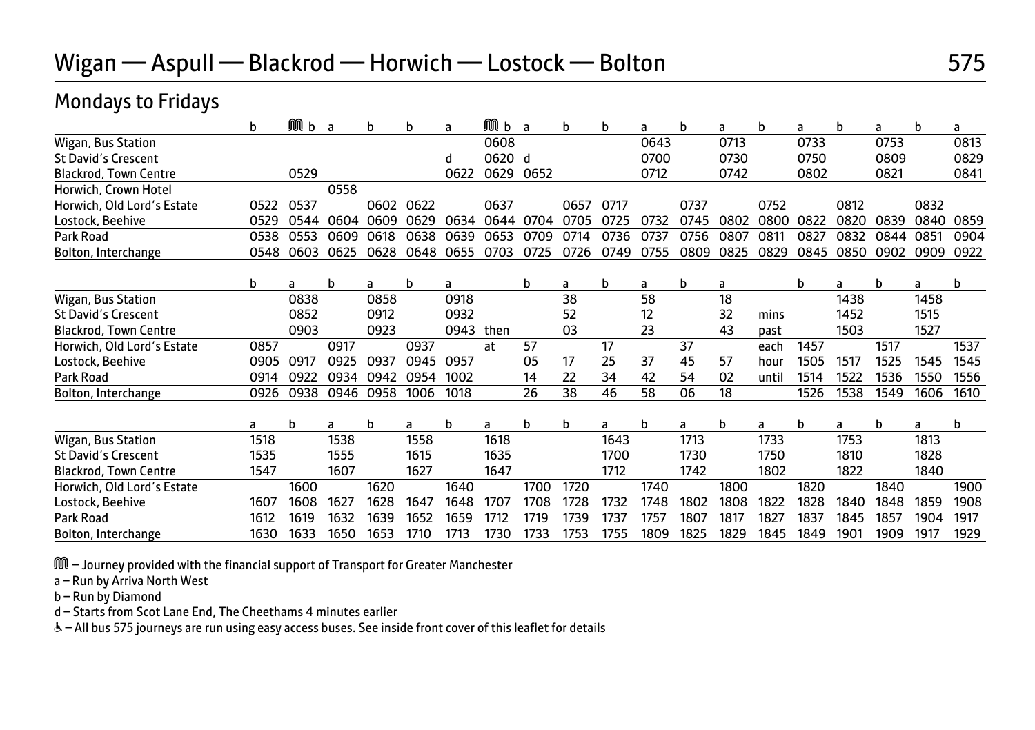# Wigan — Aspull — Blackrod — Horwich — Lostock — Bolton 575

## Mondays to Fridays

| | b | M b | a | b | b | a | M b | a | b | b | a | b | a | b | a | b | a | b | a |
|---|---|---|---|---|---|---|---|---|---|---|---|---|---|---|---|---|---|---|---|
| Wigan, Bus Station | | | | | | | 0608 | | | | 0643 | | 0713 | | 0733 | | 0753 | | 0813 |
| St David's Crescent | | | | | | d | 0620 | d | | | 0700 | | 0730 | | 0750 | | 0809 | | 0829 |
| Blackrod, Town Centre | | 0529 | | | | 0622 | 0629 | 0652 | | | 0712 | | 0742 | | 0802 | | 0821 | | 0841 |
| Horwich, Crown Hotel | | | 0558 | | | | | | | | | | | | | | | | |
| Horwich, Old Lord's Estate | 0522 | 0537 | | 0602 | 0622 | | 0637 | | 0657 | 0717 | | 0737 | | 0752 | | 0812 | | 0832 | |
| Lostock, Beehive | 0529 | 0544 | 0604 | 0609 | 0629 | 0634 | 0644 | 0704 | 0705 | 0725 | 0732 | 0745 | 0802 | 0800 | 0822 | 0820 | 0839 | 0840 | 0859 |
| Park Road | 0538 | 0553 | 0609 | 0618 | 0638 | 0639 | 0653 | 0709 | 0714 | 0736 | 0737 | 0756 | 0807 | 0811 | 0827 | 0832 | 0844 | 0851 | 0904 |
| Bolton, Interchange | 0548 | 0603 | 0625 | 0628 | 0648 | 0655 | 0703 | 0725 | 0726 | 0749 | 0755 | 0809 | 0825 | 0829 | 0845 | 0850 | 0902 | 0909 | 0922 |

| | b | a | b | a | b | a | | b | a | b | a | b | a | | b | a | b | a | b |
|---|---|---|---|---|---|---|---|---|---|---|---|---|---|---|---|---|---|---|---|
| Wigan, Bus Station | | 0838 | | 0858 | | 0918 | | | 38 | | 58 | | 18 | | | 1438 | | 1458 | |
| St David's Crescent | | 0852 | | 0912 | | 0932 | | | 52 | | 12 | | 32 | mins | | 1452 | | 1515 | |
| Blackrod, Town Centre | | 0903 | | 0923 | | 0943 | then | | 03 | | 23 | | 43 | past | | 1503 | | 1527 | |
| Horwich, Old Lord's Estate | 0857 | | 0917 | | 0937 | | at | 57 | | 17 | | 37 | | each | 1457 | | 1517 | | 1537 |
| Lostock, Beehive | 0905 | 0917 | 0925 | 0937 | 0945 | 0957 | | 05 | 17 | 25 | 37 | 45 | 57 | hour | 1505 | 1517 | 1525 | 1545 | 1545 |
| Park Road | 0914 | 0922 | 0934 | 0942 | 0954 | 1002 | | 14 | 22 | 34 | 42 | 54 | 02 | until | 1514 | 1522 | 1536 | 1550 | 1556 |
| Bolton, Interchange | 0926 | 0938 | 0946 | 0958 | 1006 | 1018 | | 26 | 38 | 46 | 58 | 06 | 18 | | 1526 | 1538 | 1549 | 1606 | 1610 |

| | a | b | a | b | a | b | a | b | b | a | b | a | b | a | b | a | b | a | b |
|---|---|---|---|---|---|---|---|---|---|---|---|---|---|---|---|---|---|---|---|
| Wigan, Bus Station | 1518 | | 1538 | | 1558 | | 1618 | | | 1643 | | 1713 | | 1733 | | 1753 | | 1813 | |
| St David's Crescent | 1535 | | 1555 | | 1615 | | 1635 | | | 1700 | | 1730 | | 1750 | | 1810 | | 1828 | |
| Blackrod, Town Centre | 1547 | | 1607 | | 1627 | | 1647 | | | 1712 | | 1742 | | 1802 | | 1822 | | 1840 | |
| Horwich, Old Lord's Estate | | 1600 | | 1620 | | 1640 | | 1700 | 1720 | | 1740 | | 1800 | | 1820 | | 1840 | | 1900 |
| Lostock, Beehive | 1607 | 1608 | 1627 | 1628 | 1647 | 1648 | 1707 | 1708 | 1728 | 1732 | 1748 | 1802 | 1808 | 1822 | 1828 | 1840 | 1848 | 1859 | 1908 |
| Park Road | 1612 | 1619 | 1632 | 1639 | 1652 | 1659 | 1712 | 1719 | 1739 | 1737 | 1757 | 1807 | 1817 | 1827 | 1837 | 1845 | 1857 | 1904 | 1917 |
| Bolton, Interchange | 1630 | 1633 | 1650 | 1653 | 1710 | 1713 | 1730 | 1733 | 1753 | 1755 | 1809 | 1825 | 1829 | 1845 | 1849 | 1901 | 1909 | 1917 | 1929 |

M – Journey provided with the financial support of Transport for Greater Manchester

a – Run by Arriva North West

b – Run by Diamond

d – Starts from Scot Lane End, The Cheethams 4 minutes earlier

♿ – All bus 575 journeys are run using easy access buses. See inside front cover of this leaflet for details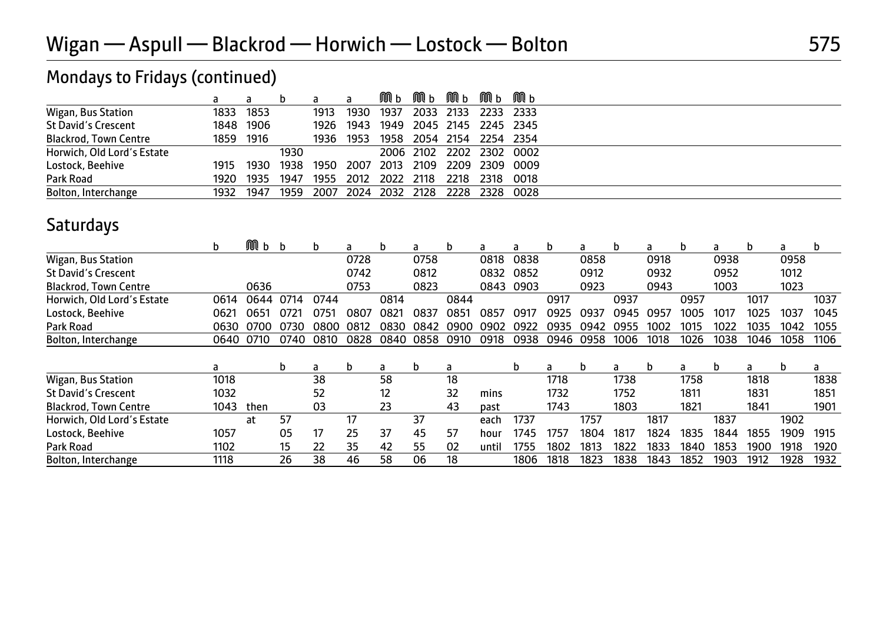## Mondays to Fridays (continued)

| | a | a | b | a | a | M b | M b | M b | M b | M b |
|---|---|---|---|---|---|---|---|---|---|---|
| Wigan, Bus Station | 1833 | 1853 | | 1913 | 1930 | 1937 | 2033 | 2133 | 2233 | 2333 |
| St David's Crescent | 1848 | 1906 | | 1926 | 1943 | 1949 | 2045 | 2145 | 2245 | 2345 |
| Blackrod, Town Centre | 1859 | 1916 | | 1936 | 1953 | 1958 | 2054 | 2154 | 2254 | 2354 |
| Horwich, Old Lord's Estate | | | 1930 | | | 2006 | 2102 | 2202 | 2302 | 0002 |
| Lostock, Beehive | 1915 | 1930 | 1938 | 1950 | 2007 | 2013 | 2109 | 2209 | 2309 | 0009 |
| Park Road | 1920 | 1935 | 1947 | 1955 | 2012 | 2022 | 2118 | 2218 | 2318 | 0018 |
| Bolton, Interchange | 1932 | 1947 | 1959 | 2007 | 2024 | 2032 | 2128 | 2228 | 2328 | 0028 |

## Saturdays

| | b | M b | b | b | a | b | a | b | a | a | b | a | b | a | b | a | b | a | b |
|---|---|---|---|---|---|---|---|---|---|---|---|---|---|---|---|---|---|---|---|
| Wigan, Bus Station | | | | | 0728 | | 0758 | | 0818 | 0838 | | 0858 | | 0918 | | 0938 | | 0958 | |
| St David's Crescent | | | | | 0742 | | 0812 | | 0832 | 0852 | | 0912 | | 0932 | | 0952 | | 1012 | |
| Blackrod, Town Centre | | 0636 | | | 0753 | | 0823 | | 0843 | 0903 | | 0923 | | 0943 | | 1003 | | 1023 | |
| Horwich, Old Lord's Estate | 0614 | 0644 | 0714 | 0744 | | 0814 | | 0844 | | | 0917 | | 0937 | | 0957 | | 1017 | | 1037 |
| Lostock, Beehive | 0621 | 0651 | 0721 | 0751 | 0807 | 0821 | 0837 | 0851 | 0857 | 0917 | 0925 | 0937 | 0945 | 0957 | 1005 | 1017 | 1025 | 1037 | 1045 |
| Park Road | 0630 | 0700 | 0730 | 0800 | 0812 | 0830 | 0842 | 0900 | 0902 | 0922 | 0935 | 0942 | 0955 | 1002 | 1015 | 1022 | 1035 | 1042 | 1055 |
| Bolton, Interchange | 0640 | 0710 | 0740 | 0810 | 0828 | 0840 | 0858 | 0910 | 0918 | 0938 | 0946 | 0958 | 1006 | 1018 | 1026 | 1038 | 1046 | 1058 | 1106 |

| | a | | b | a | b | a | b | a | | b | a | b | a | b | a | b | a | b | a |
|---|---|---|---|---|---|---|---|---|---|---|---|---|---|---|---|---|---|---|---|
| Wigan, Bus Station | 1018 | | | 38 | | 58 | | 18 | | | 1718 | | 1738 | | 1758 | | 1818 | | 1838 |
| St David's Crescent | 1032 | | | 52 | | 12 | | 32 | mins | | 1732 | | 1752 | | 1811 | | 1831 | | 1851 |
| Blackrod, Town Centre | 1043 | then | | 03 | | 23 | | 43 | past | | 1743 | | 1803 | | 1821 | | 1841 | | 1901 |
| Horwich, Old Lord's Estate | | at | 57 | | 17 | | 37 | | each | 1737 | | 1757 | | 1817 | | 1837 | | 1902 | |
| Lostock, Beehive | 1057 | | 05 | 17 | 25 | 37 | 45 | 57 | hour | 1745 | 1757 | 1804 | 1817 | 1824 | 1835 | 1844 | 1855 | 1909 | 1915 |
| Park Road | 1102 | | 15 | 22 | 35 | 42 | 55 | 02 | until | 1755 | 1802 | 1813 | 1822 | 1833 | 1840 | 1853 | 1900 | 1918 | 1920 |
| Bolton, Interchange | 1118 | | 26 | 38 | 46 | 58 | 06 | 18 | | 1806 | 1818 | 1823 | 1838 | 1843 | 1852 | 1903 | 1912 | 1928 | 1932 |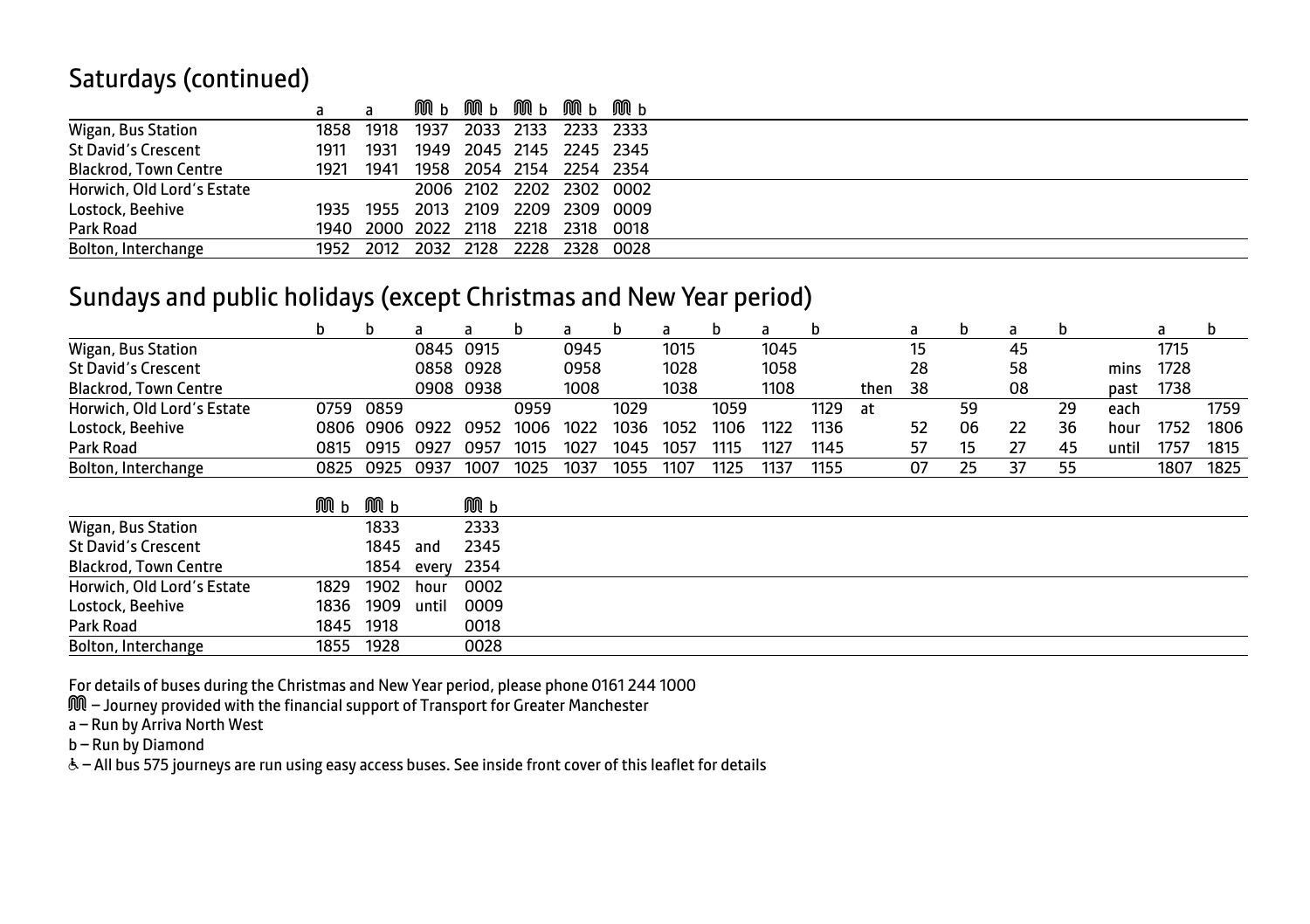## Saturdays (continued)

| | a | a | M b | M b | M b | M b | M b |
|---|---|---|---|---|---|---|---|
| Wigan, Bus Station | 1858 | 1918 | 1937 | 2033 | 2133 | 2233 | 2333 |
| St David's Crescent | 1911 | 1931 | 1949 | 2045 | 2145 | 2245 | 2345 |
| Blackrod, Town Centre | 1921 | 1941 | 1958 | 2054 | 2154 | 2254 | 2354 |
| Horwich, Old Lord's Estate | | | 2006 | 2102 | 2202 | 2302 | 0002 |
| Lostock, Beehive | 1935 | 1955 | 2013 | 2109 | 2209 | 2309 | 0009 |
| Park Road | 1940 | 2000 | 2022 | 2118 | 2218 | 2318 | 0018 |
| Bolton, Interchange | 1952 | 2012 | 2032 | 2128 | 2228 | 2328 | 0028 |

## Sundays and public holidays (except Christmas and New Year period)

| | b | b | a | a | b | a | b | a | b | a | b | | a | b | a | b | | a | b |
|---|---|---|---|---|---|---|---|---|---|---|---|---|---|---|---|---|---|---|---|
| Wigan, Bus Station | | | 0845 | 0915 | | 0945 | | 1015 | | 1045 | | | 15 | | 45 | | | 1715 | |
| St David's Crescent | | | 0858 | 0928 | | 0958 | | 1028 | | 1058 | | | 28 | | 58 | | mins | 1728 | |
| Blackrod, Town Centre | | | 0908 | 0938 | | 1008 | | 1038 | | 1108 | | then | 38 | | 08 | | past | 1738 | |
| Horwich, Old Lord's Estate | 0759 | 0859 | | | 0959 | | 1029 | | 1059 | | 1129 | at | | 59 | | 29 | each | | 1759 |
| Lostock, Beehive | 0806 | 0906 | 0922 | 0952 | 1006 | 1022 | 1036 | 1052 | 1106 | 1122 | 1136 | | 52 | 06 | 22 | 36 | hour | 1752 | 1806 |
| Park Road | 0815 | 0915 | 0927 | 0957 | 1015 | 1027 | 1045 | 1057 | 1115 | 1127 | 1145 | | 57 | 15 | 27 | 45 | until | 1757 | 1815 |
| Bolton, Interchange | 0825 | 0925 | 0937 | 1007 | 1025 | 1037 | 1055 | 1107 | 1125 | 1137 | 1155 | | 07 | 25 | 37 | 55 | | 1807 | 1825 |

| | M b | M b | | M b |
|---|---|---|---|---|
| Wigan, Bus Station | | 1833 | | 2333 |
| St David's Crescent | | 1845 | and | 2345 |
| Blackrod, Town Centre | | 1854 | every | 2354 |
| Horwich, Old Lord's Estate | 1829 | 1902 | hour | 0002 |
| Lostock, Beehive | 1836 | 1909 | until | 0009 |
| Park Road | 1845 | 1918 | | 0018 |
| Bolton, Interchange | 1855 | 1928 | | 0028 |

For details of buses during the Christmas and New Year period, please phone 0161 244 1000

M – Journey provided with the financial support of Transport for Greater Manchester

a – Run by Arriva North West

b – Run by Diamond

♿ – All bus 575 journeys are run using easy access buses. See inside front cover of this leaflet for details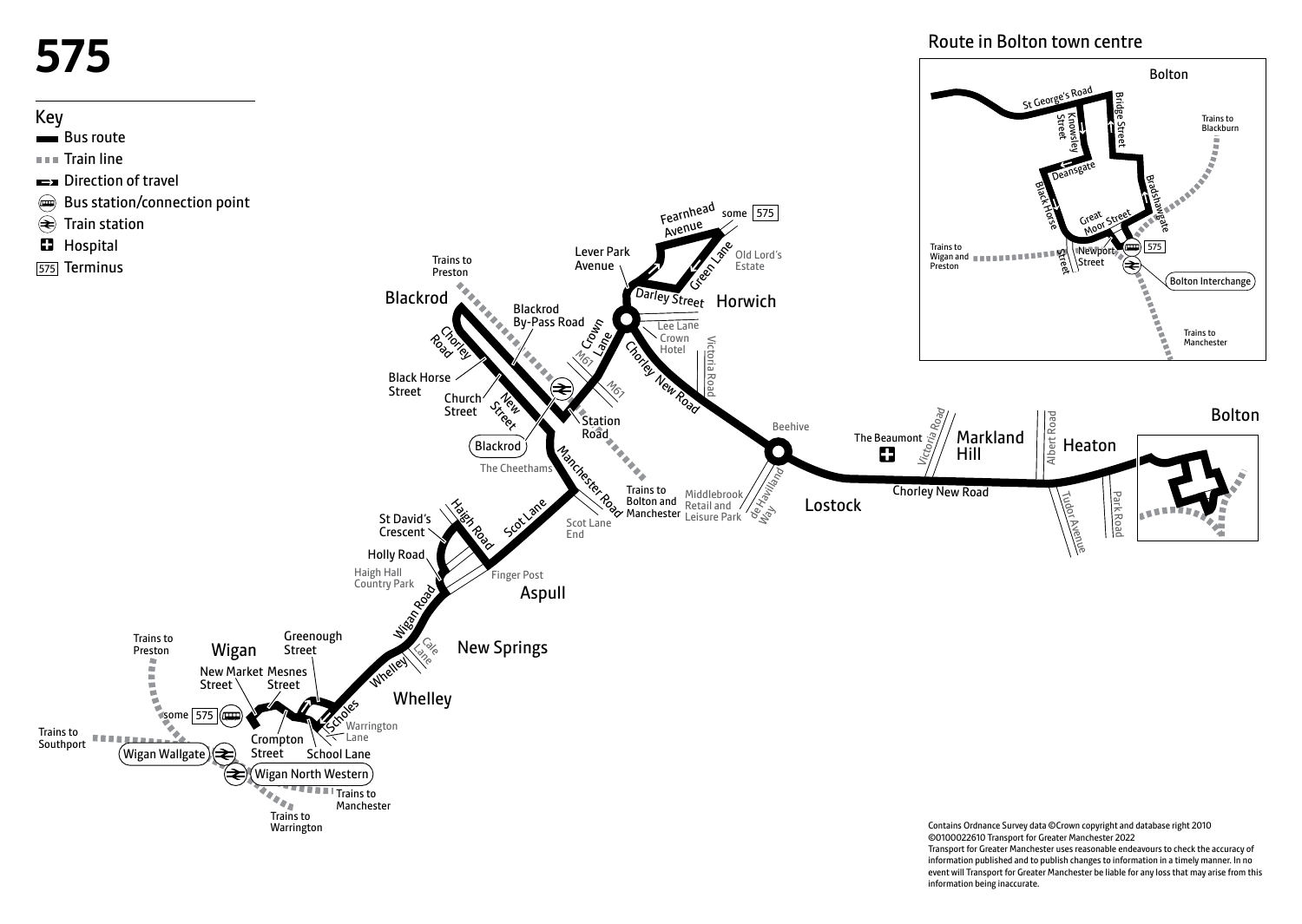# 575

## Key

- Bus route
- Train line
- Direction of travel
- Bus station/connection point
- Train station
- Hospital
- 575 Terminus

## Route in Bolton town centre

Bolton

St George's Road, Knowsley Street, Bridge Street, Deansgate, Black Horse Street, Great Moor Street, Bradshawgate, Newport Street, 575, Bolton Interchange

Trains to Blackburn
Trains to Wigan and Preston
Trains to Manchester

---

Wigan, some 575, New Market Street, Mesnes Street, Greenough Street, Crompton Street, School Lane, Scholes, Warrington Lane, Wigan Wallgate, Wigan North Western

Trains to Preston
Trains to Southport
Trains to Manchester
Trains to Warrington

Whelley, Wigan Road, Cale Lane, New Springs

Holly Road, Haigh Hall Country Park, St David's Crescent, Haigh Road, Finger Post, Aspull, Scot Lane, Scot Lane End

Blackrod, Chorley Road, Black Horse Street, Church Street, New Street, Blackrod By-Pass Road, Blackrod, The Cheethams, Manchester Road, Station Road

Trains to Preston
Trains to Bolton and Manchester

Crown Lane, M61, Lever Park Avenue, Fearnhead Avenue, some 575, Green Lane, Old Lord's Estate, Darley Street, Horwich, Lee Lane, Crown Hotel, Victoria Road, Chorley New Road

Middlebrook Retail and Leisure Park, Beehive, de Havilland Way, Lostock

The Beaumont, Victoria Road, Markland Hill, Chorley New Road, Albert Road, Heaton, Tudor Avenue, Park Road, Bolton

Contains Ordnance Survey data ©Crown copyright and database right 2010
©0100022610 Transport for Greater Manchester 2022
Transport for Greater Manchester uses reasonable endeavours to check the accuracy of information published and to publish changes to information in a timely manner. In no event will Transport for Greater Manchester be liable for any loss that may arise from this information being inaccurate.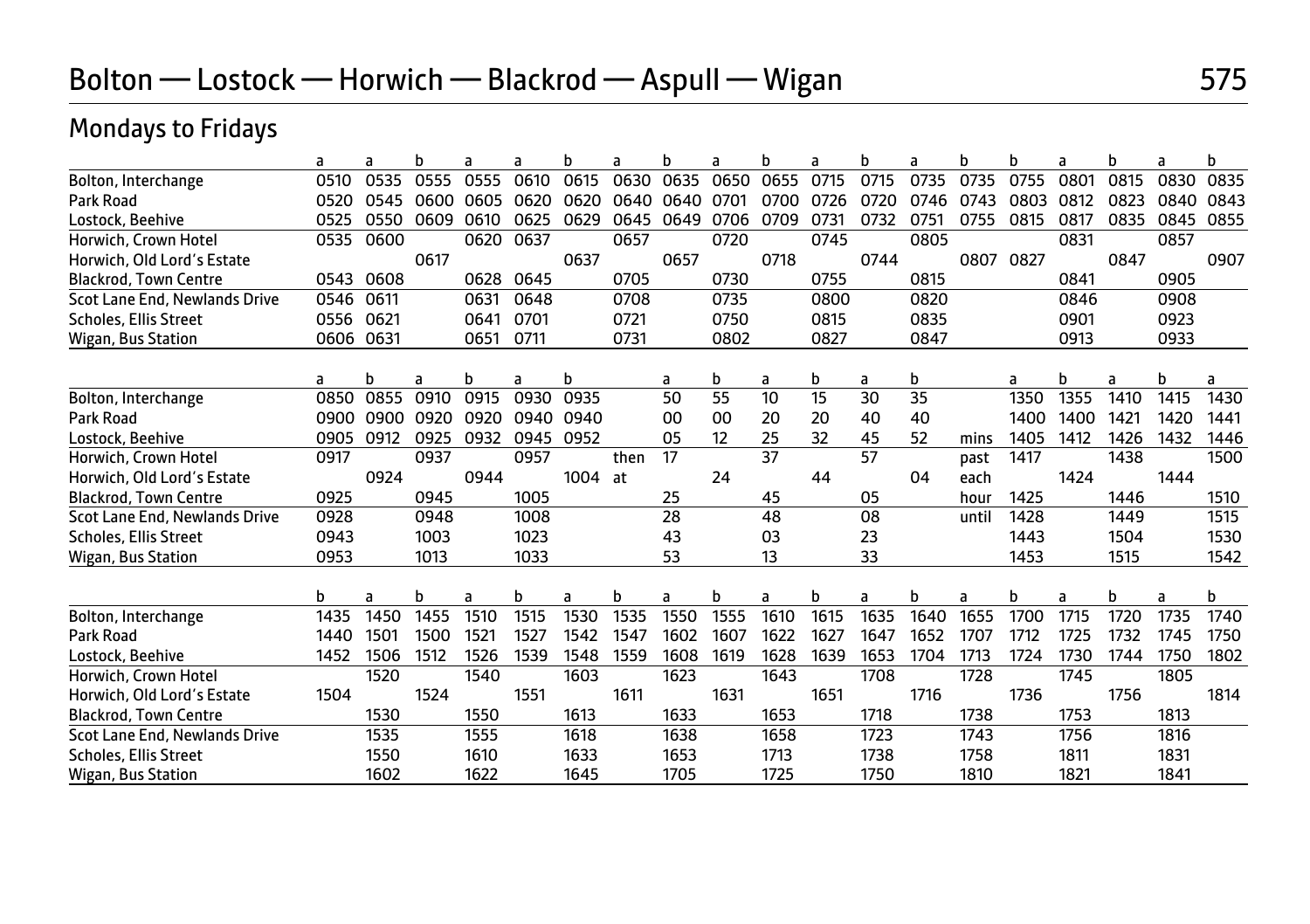# Bolton — Lostock — Horwich — Blackrod — Aspull — Wigan

575

## Mondays to Fridays

| | a | a | b | a | a | b | a | b | a | b | a | b | a | b | b | a | b | a | b |
|---|---|---|---|---|---|---|---|---|---|---|---|---|---|---|---|---|---|---|---|
| Bolton, Interchange | 0510 | 0535 | 0555 | 0555 | 0610 | 0615 | 0630 | 0635 | 0650 | 0655 | 0715 | 0715 | 0735 | 0735 | 0755 | 0801 | 0815 | 0830 | 0835 |
| Park Road | 0520 | 0545 | 0600 | 0605 | 0620 | 0620 | 0640 | 0640 | 0701 | 0700 | 0726 | 0720 | 0746 | 0743 | 0803 | 0812 | 0823 | 0840 | 0843 |
| Lostock, Beehive | 0525 | 0550 | 0609 | 0610 | 0625 | 0629 | 0645 | 0649 | 0706 | 0709 | 0731 | 0732 | 0751 | 0755 | 0815 | 0817 | 0835 | 0845 | 0855 |
| Horwich, Crown Hotel | 0535 | 0600 | | 0620 | 0637 | | 0657 | | 0720 | | 0745 | | 0805 | | | 0831 | | 0857 | |
| Horwich, Old Lord's Estate | | | 0617 | | | 0637 | | 0657 | | 0718 | | 0744 | | 0807 | 0827 | | 0847 | | 0907 |
| Blackrod, Town Centre | 0543 | 0608 | | 0628 | 0645 | | 0705 | | 0730 | | 0755 | | 0815 | | | 0841 | | 0905 | |
| Scot Lane End, Newlands Drive | 0546 | 0611 | | 0631 | 0648 | | 0708 | | 0735 | | 0800 | | 0820 | | | 0846 | | 0908 | |
| Scholes, Ellis Street | 0556 | 0621 | | 0641 | 0701 | | 0721 | | 0750 | | 0815 | | 0835 | | | 0901 | | 0923 | |
| Wigan, Bus Station | 0606 | 0631 | | 0651 | 0711 | | 0731 | | 0802 | | 0827 | | 0847 | | | 0913 | | 0933 | |

| | a | b | a | b | a | b | | a | b | a | b | a | b | | a | b | a | b | a |
|---|---|---|---|---|---|---|---|---|---|---|---|---|---|---|---|---|---|---|---|
| Bolton, Interchange | 0850 | 0855 | 0910 | 0915 | 0930 | 0935 | | 50 | 55 | 10 | 15 | 30 | 35 | | 1350 | 1355 | 1410 | 1415 | 1430 |
| Park Road | 0900 | 0900 | 0920 | 0920 | 0940 | 0940 | | 00 | 00 | 20 | 20 | 40 | 40 | | 1400 | 1400 | 1421 | 1420 | 1441 |
| Lostock, Beehive | 0905 | 0912 | 0925 | 0932 | 0945 | 0952 | | 05 | 12 | 25 | 32 | 45 | 52 | mins | 1405 | 1412 | 1426 | 1432 | 1446 |
| Horwich, Crown Hotel | 0917 | | 0937 | | 0957 | | then | 17 | | 37 | | 57 | | past | 1417 | | 1438 | | 1500 |
| Horwich, Old Lord's Estate | | 0924 | | 0944 | | 1004 | at | | 24 | | 44 | | 04 | each | | 1424 | | 1444 | |
| Blackrod, Town Centre | 0925 | | 0945 | | 1005 | | | 25 | | 45 | | 05 | | hour | 1425 | | 1446 | | 1510 |
| Scot Lane End, Newlands Drive | 0928 | | 0948 | | 1008 | | | 28 | | 48 | | 08 | | until | 1428 | | 1449 | | 1515 |
| Scholes, Ellis Street | 0943 | | 1003 | | 1023 | | | 43 | | 03 | | 23 | | | 1443 | | 1504 | | 1530 |
| Wigan, Bus Station | 0953 | | 1013 | | 1033 | | | 53 | | 13 | | 33 | | | 1453 | | 1515 | | 1542 |

| | b | a | b | a | b | a | b | a | b | a | b | a | b | a | b | a | b | a | b |
|---|---|---|---|---|---|---|---|---|---|---|---|---|---|---|---|---|---|---|---|
| Bolton, Interchange | 1435 | 1450 | 1455 | 1510 | 1515 | 1530 | 1535 | 1550 | 1555 | 1610 | 1615 | 1635 | 1640 | 1655 | 1700 | 1715 | 1720 | 1735 | 1740 |
| Park Road | 1440 | 1501 | 1500 | 1521 | 1527 | 1542 | 1547 | 1602 | 1607 | 1622 | 1627 | 1647 | 1652 | 1707 | 1712 | 1725 | 1732 | 1745 | 1750 |
| Lostock, Beehive | 1452 | 1506 | 1512 | 1526 | 1539 | 1548 | 1559 | 1608 | 1619 | 1628 | 1639 | 1653 | 1704 | 1713 | 1724 | 1730 | 1744 | 1750 | 1802 |
| Horwich, Crown Hotel | | 1520 | | 1540 | | 1603 | | 1623 | | 1643 | | 1708 | | 1728 | | 1745 | | 1805 | |
| Horwich, Old Lord's Estate | 1504 | | 1524 | | 1551 | | 1611 | | 1631 | | 1651 | | 1716 | | 1736 | | 1756 | | 1814 |
| Blackrod, Town Centre | | 1530 | | 1550 | | 1613 | | 1633 | | 1653 | | 1718 | | 1738 | | 1753 | | 1813 | |
| Scot Lane End, Newlands Drive | | 1535 | | 1555 | | 1618 | | 1638 | | 1658 | | 1723 | | 1743 | | 1756 | | 1816 | |
| Scholes, Ellis Street | | 1550 | | 1610 | | 1633 | | 1653 | | 1713 | | 1738 | | 1758 | | 1811 | | 1831 | |
| Wigan, Bus Station | | 1602 | | 1622 | | 1645 | | 1705 | | 1725 | | 1750 | | 1810 | | 1821 | | 1841 | |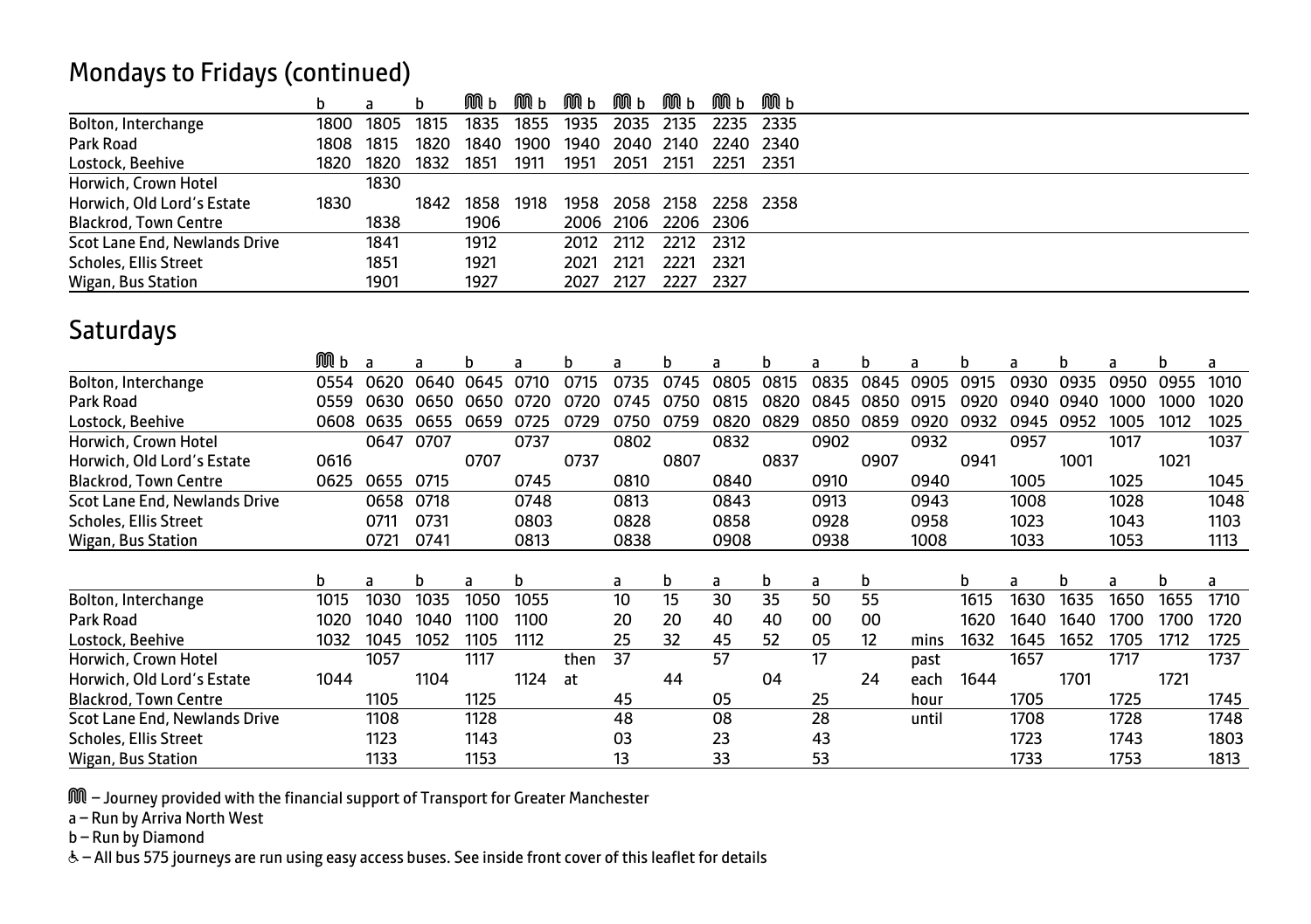## Mondays to Fridays (continued)

| | b | a | b | Ⓜ b | Ⓜ b | Ⓜ b | Ⓜ b | Ⓜ b | Ⓜ b | Ⓜ b |
|---|---|---|---|---|---|---|---|---|---|---|
| Bolton, Interchange | 1800 | 1805 | 1815 | 1835 | 1855 | 1935 | 2035 | 2135 | 2235 | 2335 |
| Park Road | 1808 | 1815 | 1820 | 1840 | 1900 | 1940 | 2040 | 2140 | 2240 | 2340 |
| Lostock, Beehive | 1820 | 1820 | 1832 | 1851 | 1911 | 1951 | 2051 | 2151 | 2251 | 2351 |
| Horwich, Crown Hotel | | 1830 | | | | | | | | |
| Horwich, Old Lord's Estate | 1830 | | 1842 | 1858 | 1918 | 1958 | 2058 | 2158 | 2258 | 2358 |
| Blackrod, Town Centre | | 1838 | | 1906 | | 2006 | 2106 | 2206 | 2306 | |
| Scot Lane End, Newlands Drive | | 1841 | | 1912 | | 2012 | 2112 | 2212 | 2312 | |
| Scholes, Ellis Street | | 1851 | | 1921 | | 2021 | 2121 | 2221 | 2321 | |
| Wigan, Bus Station | | 1901 | | 1927 | | 2027 | 2127 | 2227 | 2327 | |

## Saturdays

| | Ⓜ b | a | a | b | a | b | a | b | a | b | a | b | a | b | a | b | a | b | a |
|---|---|---|---|---|---|---|---|---|---|---|---|---|---|---|---|---|---|---|---|
| Bolton, Interchange | 0554 | 0620 | 0640 | 0645 | 0710 | 0715 | 0735 | 0745 | 0805 | 0815 | 0835 | 0845 | 0905 | 0915 | 0930 | 0935 | 0950 | 0955 | 1010 |
| Park Road | 0559 | 0630 | 0650 | 0650 | 0720 | 0720 | 0745 | 0750 | 0815 | 0820 | 0845 | 0850 | 0915 | 0920 | 0940 | 0940 | 1000 | 1000 | 1020 |
| Lostock, Beehive | 0608 | 0635 | 0655 | 0659 | 0725 | 0729 | 0750 | 0759 | 0820 | 0829 | 0850 | 0859 | 0920 | 0932 | 0945 | 0952 | 1005 | 1012 | 1025 |
| Horwich, Crown Hotel | | 0647 | 0707 | | 0737 | | 0802 | | 0832 | | 0902 | | 0932 | | 0957 | | 1017 | | 1037 |
| Horwich, Old Lord's Estate | 0616 | | | 0707 | | 0737 | | 0807 | | 0837 | | 0907 | | 0941 | | 1001 | | 1021 | |
| Blackrod, Town Centre | 0625 | 0655 | 0715 | | 0745 | | 0810 | | 0840 | | 0910 | | 0940 | | 1005 | | 1025 | | 1045 |
| Scot Lane End, Newlands Drive | | 0658 | 0718 | | 0748 | | 0813 | | 0843 | | 0913 | | 0943 | | 1008 | | 1028 | | 1048 |
| Scholes, Ellis Street | | 0711 | 0731 | | 0803 | | 0828 | | 0858 | | 0928 | | 0958 | | 1023 | | 1043 | | 1103 |
| Wigan, Bus Station | | 0721 | 0741 | | 0813 | | 0838 | | 0908 | | 0938 | | 1008 | | 1033 | | 1053 | | 1113 |

| | b | a | b | a | b | | a | b | a | b | a | b | | b | a | b | a | b | a |
|---|---|---|---|---|---|---|---|---|---|---|---|---|---|---|---|---|---|---|---|
| Bolton, Interchange | 1015 | 1030 | 1035 | 1050 | 1055 | | 10 | 15 | 30 | 35 | 50 | 55 | | 1615 | 1630 | 1635 | 1650 | 1655 | 1710 |
| Park Road | 1020 | 1040 | 1040 | 1100 | 1100 | | 20 | 20 | 40 | 40 | 00 | 00 | | 1620 | 1640 | 1640 | 1700 | 1700 | 1720 |
| Lostock, Beehive | 1032 | 1045 | 1052 | 1105 | 1112 | | 25 | 32 | 45 | 52 | 05 | 12 | mins | 1632 | 1645 | 1652 | 1705 | 1712 | 1725 |
| Horwich, Crown Hotel | | 1057 | | 1117 | | then | 37 | | 57 | | 17 | | past | | 1657 | | 1717 | | 1737 |
| Horwich, Old Lord's Estate | 1044 | | 1104 | | 1124 | at | | 44 | | 04 | | 24 | each | 1644 | | 1701 | | 1721 | |
| Blackrod, Town Centre | | 1105 | | 1125 | | | 45 | | 05 | | 25 | | hour | | 1705 | | 1725 | | 1745 |
| Scot Lane End, Newlands Drive | | 1108 | | 1128 | | | 48 | | 08 | | 28 | | until | | 1708 | | 1728 | | 1748 |
| Scholes, Ellis Street | | 1123 | | 1143 | | | 03 | | 23 | | 43 | | | | 1723 | | 1743 | | 1803 |
| Wigan, Bus Station | | 1133 | | 1153 | | | 13 | | 33 | | 53 | | | | 1733 | | 1753 | | 1813 |

Ⓜ – Journey provided with the financial support of Transport for Greater Manchester

a – Run by Arriva North West

b – Run by Diamond

♿ – All bus 575 journeys are run using easy access buses. See inside front cover of this leaflet for details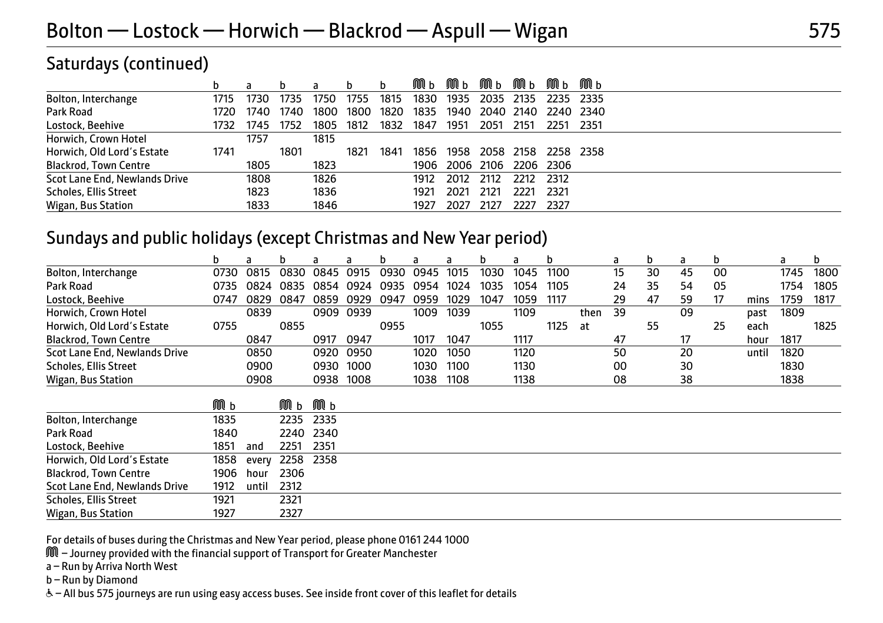# Bolton — Lostock — Horwich — Blackrod — Aspull — Wigan

## Saturdays (continued)

| | b | a | b | a | b | b | Ⓜ b | Ⓜ b | Ⓜ b | Ⓜ b | Ⓜ b | Ⓜ b |
|---|---|---|---|---|---|---|---|---|---|---|---|---|
| Bolton, Interchange | 1715 | 1730 | 1735 | 1750 | 1755 | 1815 | 1830 | 1935 | 2035 | 2135 | 2235 | 2335 |
| Park Road | 1720 | 1740 | 1740 | 1800 | 1800 | 1820 | 1835 | 1940 | 2040 | 2140 | 2240 | 2340 |
| Lostock, Beehive | 1732 | 1745 | 1752 | 1805 | 1812 | 1832 | 1847 | 1951 | 2051 | 2151 | 2251 | 2351 |
| Horwich, Crown Hotel | | 1757 | | 1815 | | | | | | | | |
| Horwich, Old Lord's Estate | 1741 | | 1801 | | 1821 | 1841 | 1856 | 1958 | 2058 | 2158 | 2258 | 2358 |
| Blackrod, Town Centre | | 1805 | | 1823 | | | 1906 | 2006 | 2106 | 2206 | 2306 | |
| Scot Lane End, Newlands Drive | | 1808 | | 1826 | | | 1912 | 2012 | 2112 | 2212 | 2312 | |
| Scholes, Ellis Street | | 1823 | | 1836 | | | 1921 | 2021 | 2121 | 2221 | 2321 | |
| Wigan, Bus Station | | 1833 | | 1846 | | | 1927 | 2027 | 2127 | 2227 | 2327 | |

## Sundays and public holidays (except Christmas and New Year period)

| | b | a | b | a | a | b | a | a | b | a | b | | a | b | a | b | | a | b |
|---|---|---|---|---|---|---|---|---|---|---|---|---|---|---|---|---|---|---|---|
| Bolton, Interchange | 0730 | 0815 | 0830 | 0845 | 0915 | 0930 | 0945 | 1015 | 1030 | 1045 | 1100 | | 15 | 30 | 45 | 00 | | 1745 | 1800 |
| Park Road | 0735 | 0824 | 0835 | 0854 | 0924 | 0935 | 0954 | 1024 | 1035 | 1054 | 1105 | | 24 | 35 | 54 | 05 | | 1754 | 1805 |
| Lostock, Beehive | 0747 | 0829 | 0847 | 0859 | 0929 | 0947 | 0959 | 1029 | 1047 | 1059 | 1117 | | 29 | 47 | 59 | 17 | mins | 1759 | 1817 |
| Horwich, Crown Hotel | | 0839 | | 0909 | 0939 | | 1009 | 1039 | | 1109 | | then | 39 | | 09 | | past | 1809 | |
| Horwich, Old Lord's Estate | 0755 | | 0855 | | | 0955 | | | 1055 | | 1125 | at | | 55 | | 25 | each | | 1825 |
| Blackrod, Town Centre | | 0847 | | 0917 | 0947 | | 1017 | 1047 | | 1117 | | | 47 | | 17 | | hour | 1817 | |
| Scot Lane End, Newlands Drive | | 0850 | | 0920 | 0950 | | 1020 | 1050 | | 1120 | | | 50 | | 20 | | until | 1820 | |
| Scholes, Ellis Street | | 0900 | | 0930 | 1000 | | 1030 | 1100 | | 1130 | | | 00 | | 30 | | | 1830 | |
| Wigan, Bus Station | | 0908 | | 0938 | 1008 | | 1038 | 1108 | | 1138 | | | 08 | | 38 | | | 1838 | |

| | Ⓜ b | | Ⓜ b | Ⓜ b |
|---|---|---|---|---|
| Bolton, Interchange | 1835 | | 2235 | 2335 |
| Park Road | 1840 | | 2240 | 2340 |
| Lostock, Beehive | 1851 | and | 2251 | 2351 |
| Horwich, Old Lord's Estate | 1858 | every | 2258 | 2358 |
| Blackrod, Town Centre | 1906 | hour | 2306 | |
| Scot Lane End, Newlands Drive | 1912 | until | 2312 | |
| Scholes, Ellis Street | 1921 | | 2321 | |
| Wigan, Bus Station | 1927 | | 2327 | |

For details of buses during the Christmas and New Year period, please phone 0161 244 1000

Ⓜ – Journey provided with the financial support of Transport for Greater Manchester

a – Run by Arriva North West

b – Run by Diamond

♿ – All bus 575 journeys are run using easy access buses. See inside front cover of this leaflet for details